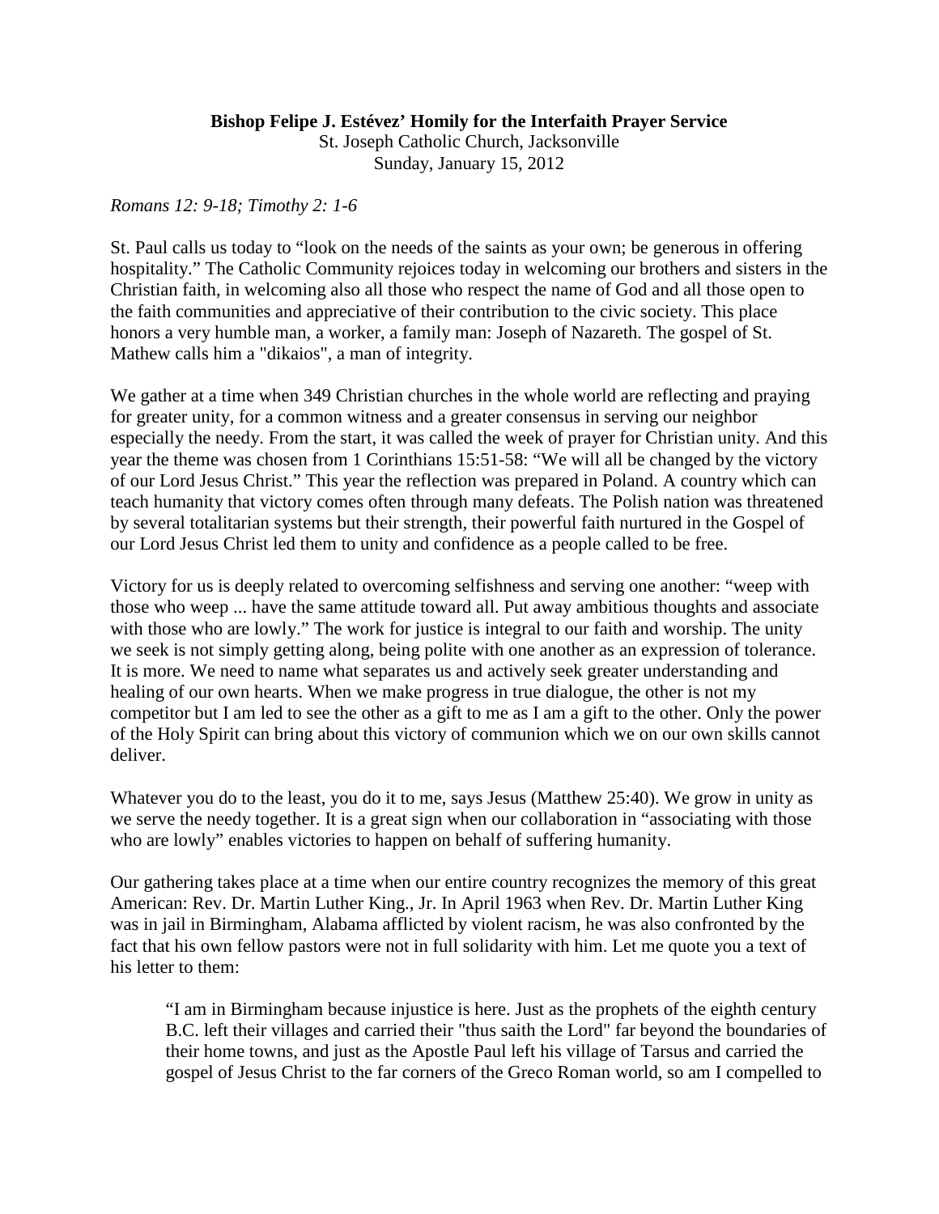**Bishop Felipe J. Estévez' Homily for the Interfaith Prayer Service**
St. Joseph Catholic Church, Jacksonville
Sunday, January 15, 2012

*Romans 12: 9-18; Timothy 2: 1-6*

St. Paul calls us today to "look on the needs of the saints as your own; be generous in offering hospitality." The Catholic Community rejoices today in welcoming our brothers and sisters in the Christian faith, in welcoming also all those who respect the name of God and all those open to the faith communities and appreciative of their contribution to the civic society. This place honors a very humble man, a worker, a family man: Joseph of Nazareth. The gospel of St. Mathew calls him a "dikaios", a man of integrity.

We gather at a time when 349 Christian churches in the whole world are reflecting and praying for greater unity, for a common witness and a greater consensus in serving our neighbor especially the needy. From the start, it was called the week of prayer for Christian unity. And this year the theme was chosen from 1 Corinthians 15:51-58: "We will all be changed by the victory of our Lord Jesus Christ." This year the reflection was prepared in Poland. A country which can teach humanity that victory comes often through many defeats. The Polish nation was threatened by several totalitarian systems but their strength, their powerful faith nurtured in the Gospel of our Lord Jesus Christ led them to unity and confidence as a people called to be free.

Victory for us is deeply related to overcoming selfishness and serving one another: "weep with those who weep ... have the same attitude toward all. Put away ambitious thoughts and associate with those who are lowly." The work for justice is integral to our faith and worship. The unity we seek is not simply getting along, being polite with one another as an expression of tolerance. It is more. We need to name what separates us and actively seek greater understanding and healing of our own hearts. When we make progress in true dialogue, the other is not my competitor but I am led to see the other as a gift to me as I am a gift to the other. Only the power of the Holy Spirit can bring about this victory of communion which we on our own skills cannot deliver.

Whatever you do to the least, you do it to me, says Jesus (Matthew 25:40). We grow in unity as we serve the needy together. It is a great sign when our collaboration in "associating with those who are lowly" enables victories to happen on behalf of suffering humanity.

Our gathering takes place at a time when our entire country recognizes the memory of this great American: Rev. Dr. Martin Luther King., Jr. In April 1963 when Rev. Dr. Martin Luther King was in jail in Birmingham, Alabama afflicted by violent racism, he was also confronted by the fact that his own fellow pastors were not in full solidarity with him. Let me quote you a text of his letter to them:

> "I am in Birmingham because injustice is here. Just as the prophets of the eighth century B.C. left their villages and carried their "thus saith the Lord" far beyond the boundaries of their home towns, and just as the Apostle Paul left his village of Tarsus and carried the gospel of Jesus Christ to the far corners of the Greco Roman world, so am I compelled to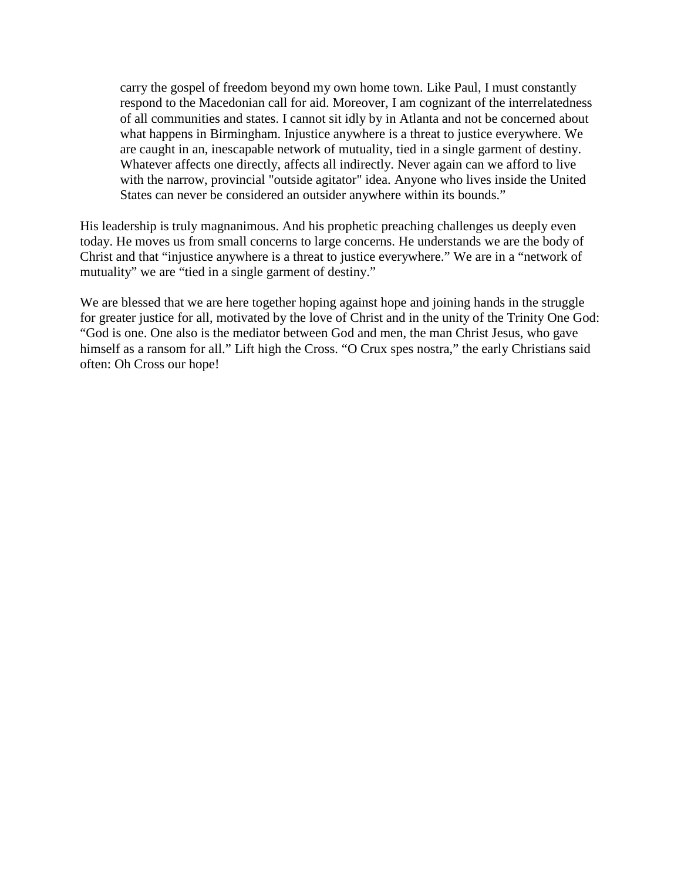> carry the gospel of freedom beyond my own home town. Like Paul, I must constantly respond to the Macedonian call for aid. Moreover, I am cognizant of the interrelatedness of all communities and states. I cannot sit idly by in Atlanta and not be concerned about what happens in Birmingham. Injustice anywhere is a threat to justice everywhere. We are caught in an, inescapable network of mutuality, tied in a single garment of destiny. Whatever affects one directly, affects all indirectly. Never again can we afford to live with the narrow, provincial "outside agitator" idea. Anyone who lives inside the United States can never be considered an outsider anywhere within its bounds."

His leadership is truly magnanimous. And his prophetic preaching challenges us deeply even today. He moves us from small concerns to large concerns. He understands we are the body of Christ and that "injustice anywhere is a threat to justice everywhere." We are in a "network of mutuality" we are "tied in a single garment of destiny."

We are blessed that we are here together hoping against hope and joining hands in the struggle for greater justice for all, motivated by the love of Christ and in the unity of the Trinity One God: "God is one. One also is the mediator between God and men, the man Christ Jesus, who gave himself as a ransom for all." Lift high the Cross. "O Crux spes nostra," the early Christians said often: Oh Cross our hope!